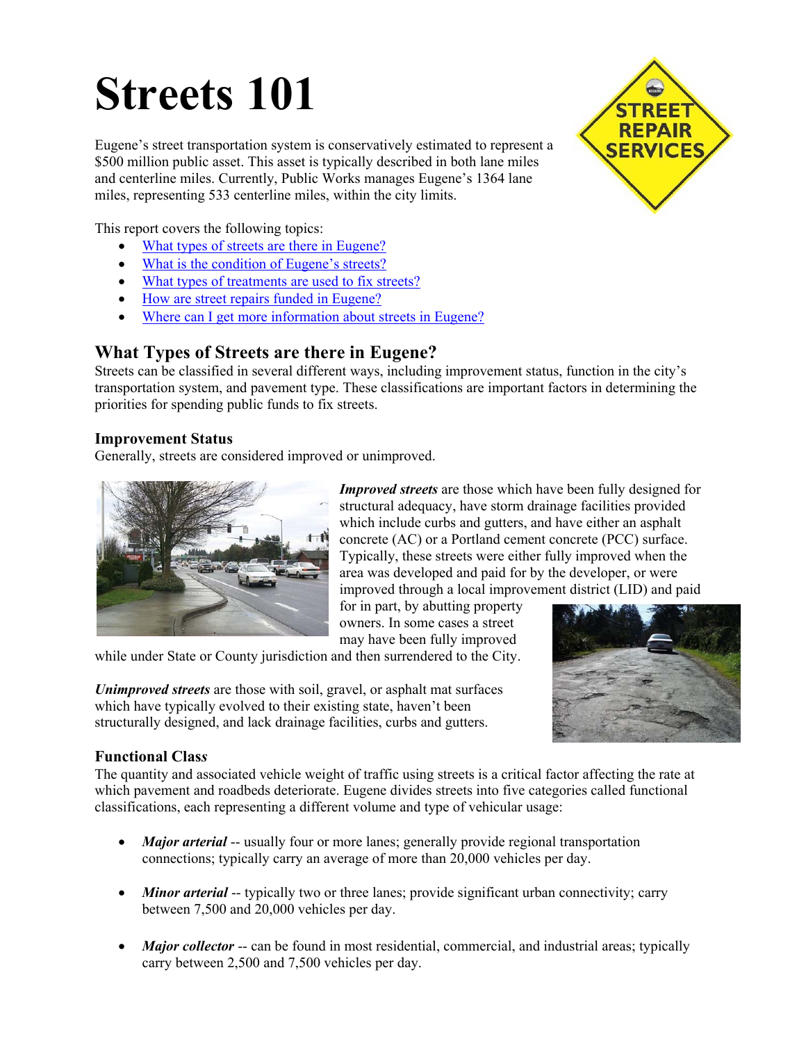# Streets 101

Eugene's street transportation system is conservatively estimated to represent a $500 million public asset. This asset is typically described in both lane miles and centerline miles. Currently, Public Works manages Eugene's 1364 lane miles, representing 533 centerline miles, within the city limits.

This report covers the following topics:

- What types of streets are there in Eugene?
- What is the condition of Eugene's streets?
- What types of treatments are used to fix streets?
- How are street repairs funded in Eugene?
- Where can I get more information about streets in Eugene?

## What Types of Streets are there in Eugene?

Streets can be classified in several different ways, including improvement status, function in the city's transportation system, and pavement type. These classifications are important factors in determining the priorities for spending public funds to fix streets.

### Improvement Status

Generally, streets are considered improved or unimproved.

***Improved streets*** are those which have been fully designed for structural adequacy, have storm drainage facilities provided which include curbs and gutters, and have either an asphalt concrete (AC) or a Portland cement concrete (PCC) surface. Typically, these streets were either fully improved when the area was developed and paid for by the developer, or were improved through a local improvement district (LID) and paid for in part, by abutting property owners. In some cases a street may have been fully improved while under State or County jurisdiction and then surrendered to the City.

***Unimproved streets*** are those with soil, gravel, or asphalt mat surfaces which have typically evolved to their existing state, haven't been structurally designed, and lack drainage facilities, curbs and gutters.

### Functional Class

The quantity and associated vehicle weight of traffic using streets is a critical factor affecting the rate at which pavement and roadbeds deteriorate. Eugene divides streets into five categories called functional classifications, each representing a different volume and type of vehicular usage:

- ***Major arterial*** -- usually four or more lanes; generally provide regional transportation connections; typically carry an average of more than 20,000 vehicles per day.
- ***Minor arterial*** -- typically two or three lanes; provide significant urban connectivity; carry between 7,500 and 20,000 vehicles per day.
- ***Major collector*** -- can be found in most residential, commercial, and industrial areas; typically carry between 2,500 and 7,500 vehicles per day.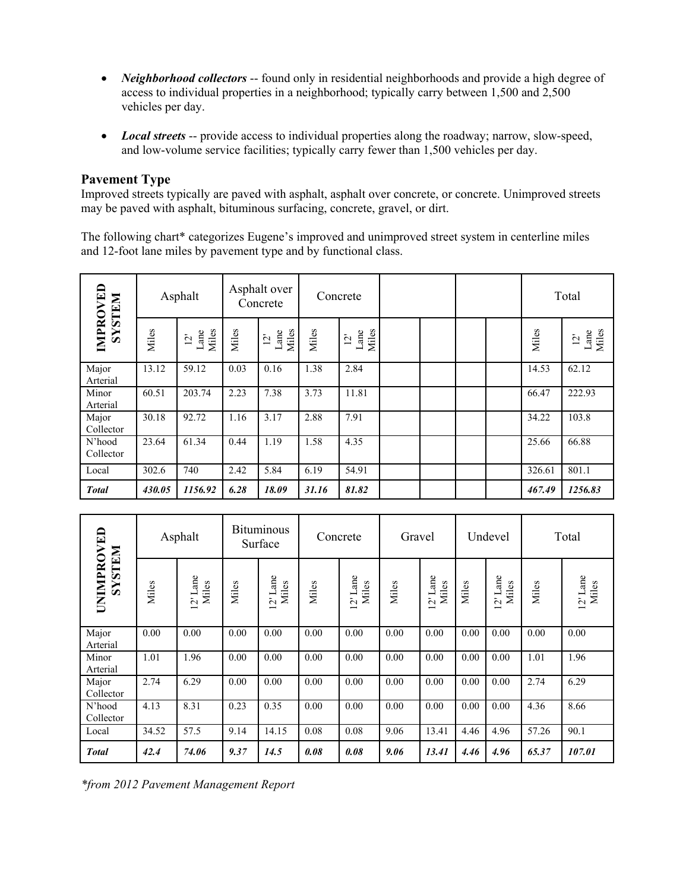- ***Neighborhood collectors*** -- found only in residential neighborhoods and provide a high degree of access to individual properties in a neighborhood; typically carry between 1,500 and 2,500 vehicles per day.

- ***Local streets*** -- provide access to individual properties along the roadway; narrow, slow-speed, and low-volume service facilities; typically carry fewer than 1,500 vehicles per day.

## Pavement Type

Improved streets typically are paved with asphalt, asphalt over concrete, or concrete. Unimproved streets may be paved with asphalt, bituminous surfacing, concrete, gravel, or dirt.

The following chart* categorizes Eugene's improved and unimproved street system in centerline miles and 12-foot lane miles by pavement type and by functional class.

| **IMPROVED SYSTEM** | Asphalt | | Asphalt over Concrete | | Concrete | | | | | | Total | |
|---|---|---|---|---|---|---|---|---|---|---|---|---|
| | Miles | 12' Lane Miles | Miles | 12' Lane Miles | Miles | 12' Lane Miles | | | | | Miles | 12' Lane Miles |
| Major Arterial | 13.12 | 59.12 | 0.03 | 0.16 | 1.38 | 2.84 | | | | | 14.53 | 62.12 |
| Minor Arterial | 60.51 | 203.74 | 2.23 | 7.38 | 3.73 | 11.81 | | | | | 66.47 | 222.93 |
| Major Collector | 30.18 | 92.72 | 1.16 | 3.17 | 2.88 | 7.91 | | | | | 34.22 | 103.8 |
| N'hood Collector | 23.64 | 61.34 | 0.44 | 1.19 | 1.58 | 4.35 | | | | | 25.66 | 66.88 |
| Local | 302.6 | 740 | 2.42 | 5.84 | 6.19 | 54.91 | | | | | 326.61 | 801.1 |
| ***Total*** | ***430.05*** | ***1156.92*** | ***6.28*** | ***18.09*** | ***31.16*** | ***81.82*** | | | | | ***467.49*** | ***1256.83*** |

| **UNIMPROVED SYSTEM** | Asphalt | | Bituminous Surface | | Concrete | | Gravel | | Undevel | | Total | |
|---|---|---|---|---|---|---|---|---|---|---|---|---|
| | Miles | 12' Lane Miles | Miles | 12' Lane Miles | Miles | 12' Lane Miles | Miles | 12' Lane Miles | Miles | 12' Lane Miles | Miles | 12' Lane Miles |
| Major Arterial | 0.00 | 0.00 | 0.00 | 0.00 | 0.00 | 0.00 | 0.00 | 0.00 | 0.00 | 0.00 | 0.00 | 0.00 |
| Minor Arterial | 1.01 | 1.96 | 0.00 | 0.00 | 0.00 | 0.00 | 0.00 | 0.00 | 0.00 | 0.00 | 1.01 | 1.96 |
| Major Collector | 2.74 | 6.29 | 0.00 | 0.00 | 0.00 | 0.00 | 0.00 | 0.00 | 0.00 | 0.00 | 2.74 | 6.29 |
| N'hood Collector | 4.13 | 8.31 | 0.23 | 0.35 | 0.00 | 0.00 | 0.00 | 0.00 | 0.00 | 0.00 | 4.36 | 8.66 |
| Local | 34.52 | 57.5 | 9.14 | 14.15 | 0.08 | 0.08 | 9.06 | 13.41 | 4.46 | 4.96 | 57.26 | 90.1 |
| ***Total*** | ***42.4*** | ***74.06*** | ***9.37*** | ***14.5*** | ***0.08*** | ***0.08*** | ***9.06*** | ***13.41*** | ***4.46*** | ***4.96*** | ***65.37*** | ***107.01*** |

**from 2012 Pavement Management Report*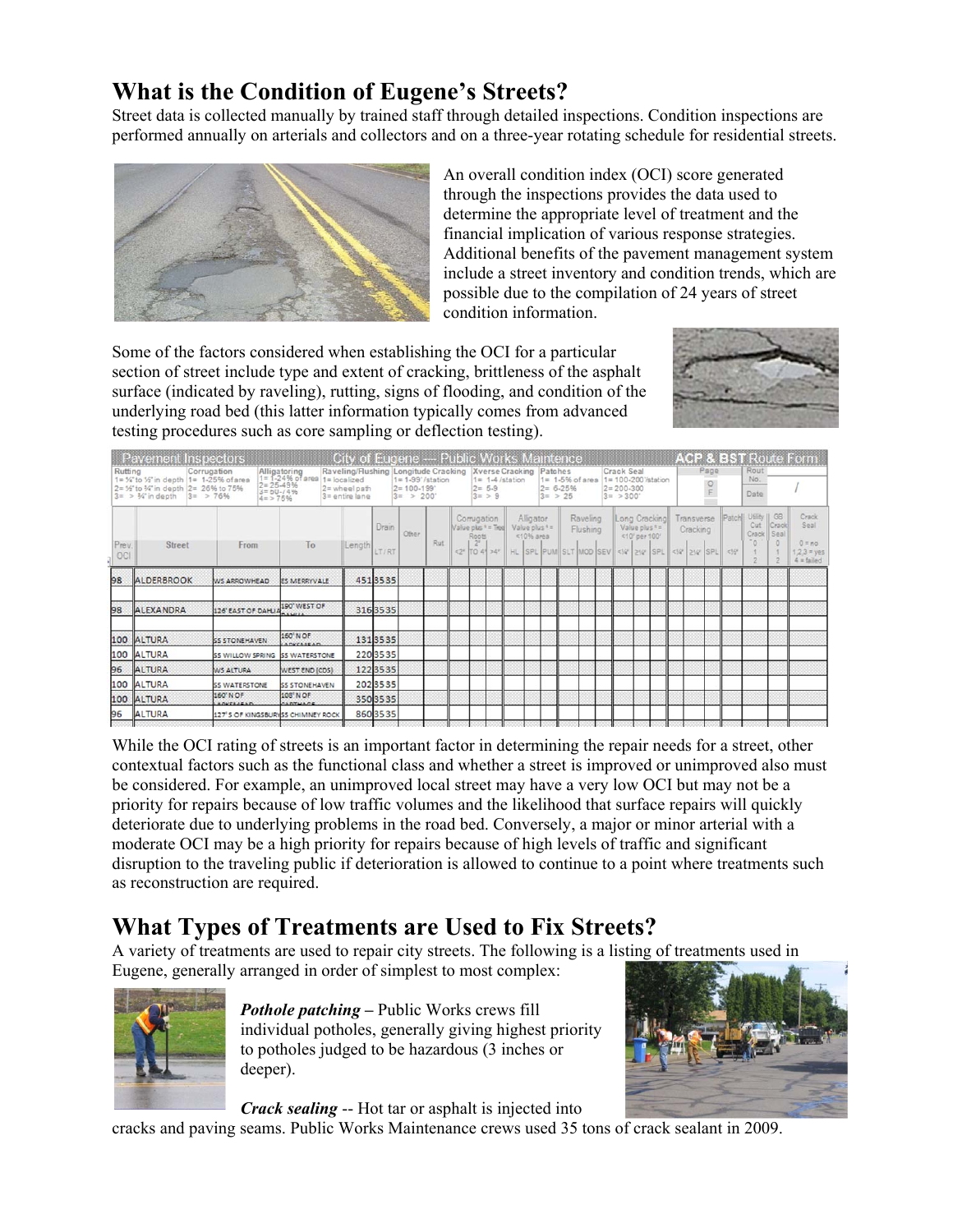# What is the Condition of Eugene's Streets?

Street data is collected manually by trained staff through detailed inspections. Condition inspections are performed annually on arterials and collectors and on a three-year rotating schedule for residential streets.

An overall condition index (OCI) score generated through the inspections provides the data used to determine the appropriate level of treatment and the financial implication of various response strategies. Additional benefits of the pavement management system include a street inventory and condition trends, which are possible due to the compilation of 24 years of street condition information.

Some of the factors considered when establishing the OCI for a particular section of street include type and extent of cracking, brittleness of the asphalt surface (indicated by raveling), rutting, signs of flooding, and condition of the underlying road bed (this latter information typically comes from advanced testing procedures such as core sampling or deflection testing).

**Pavement Inspectors — City of Eugene — Public Works Maintenance — ACP & BST Route Form**

| Prev. OCI | Street | From | To | Length | Drain LT / RT |
|---|---|---|---|---|---|
| 98 | ALDERBROOK | WS ARROWHEAD | ES MERRYVALE | 451 | 3535 |
| 98 | ALEXANDRA | 126' EAST OF DAHLIA | 190' WEST OF DAHLIA | 316 | 3535 |
| 100 | ALTURA | SS STONEHAVEN | 160' N OF ARKENHEAD | 131 | 3535 |
| 100 | ALTURA | SS WILLOW SPRING | SS WATERSTONE | 220 | 3535 |
| 96 | ALTURA | WS ALTURA | WEST END (CDS) | 122 | 3535 |
| 100 | ALTURA | SS WATERSTONE | SS STONEHAVEN | 202 | 3535 |
| 100 | ALTURA | 160' N OF ARKENHEAD | 108' N OF CARTHAGE | 350 | 3535 |
| 96 | ALTURA | 127' S OF KINGSBURY | SS CHIMNEY ROCK | 860 | 3535 |

While the OCI rating of streets is an important factor in determining the repair needs for a street, other contextual factors such as the functional class and whether a street is improved or unimproved also must be considered. For example, an unimproved local street may have a very low OCI but may not be a priority for repairs because of low traffic volumes and the likelihood that surface repairs will quickly deteriorate due to underlying problems in the road bed. Conversely, a major or minor arterial with a moderate OCI may be a high priority for repairs because of high levels of traffic and significant disruption to the traveling public if deterioration is allowed to continue to a point where treatments such as reconstruction are required.

# What Types of Treatments are Used to Fix Streets?

A variety of treatments are used to repair city streets. The following is a listing of treatments used in Eugene, generally arranged in order of simplest to most complex:

***Pothole patching*** – Public Works crews fill individual potholes, generally giving highest priority to potholes judged to be hazardous (3 inches or deeper).

***Crack sealing*** -- Hot tar or asphalt is injected into cracks and paving seams. Public Works Maintenance crews used 35 tons of crack sealant in 2009.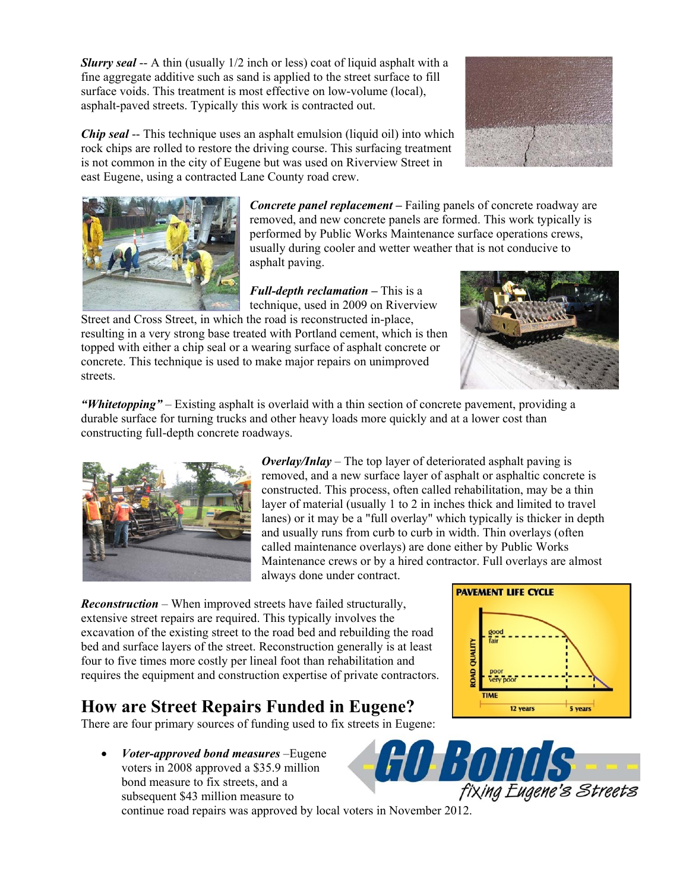***Slurry seal*** -- A thin (usually 1/2 inch or less) coat of liquid asphalt with a fine aggregate additive such as sand is applied to the street surface to fill surface voids. This treatment is most effective on low-volume (local), asphalt-paved streets. Typically this work is contracted out.

***Chip seal*** -- This technique uses an asphalt emulsion (liquid oil) into which rock chips are rolled to restore the driving course. This surfacing treatment is not common in the city of Eugene but was used on Riverview Street in east Eugene, using a contracted Lane County road crew.

***Concrete panel replacement*** – Failing panels of concrete roadway are removed, and new concrete panels are formed. This work typically is performed by Public Works Maintenance surface operations crews, usually during cooler and wetter weather that is not conducive to asphalt paving.

***Full-depth reclamation*** – This is a technique, used in 2009 on Riverview Street and Cross Street, in which the road is reconstructed in-place, resulting in a very strong base treated with Portland cement, which is then topped with either a chip seal or a wearing surface of asphalt concrete or concrete. This technique is used to make major repairs on unimproved streets.

***"Whitetopping"*** – Existing asphalt is overlaid with a thin section of concrete pavement, providing a durable surface for turning trucks and other heavy loads more quickly and at a lower cost than constructing full-depth concrete roadways.

***Overlay/Inlay*** – The top layer of deteriorated asphalt paving is removed, and a new surface layer of asphalt or asphaltic concrete is constructed. This process, often called rehabilitation, may be a thin layer of material (usually 1 to 2 in inches thick and limited to travel lanes) or it may be a "full overlay" which typically is thicker in depth and usually runs from curb to curb in width. Thin overlays (often called maintenance overlays) are done either by Public Works Maintenance crews or by a hired contractor. Full overlays are almost always done under contract.

***Reconstruction*** – When improved streets have failed structurally, extensive street repairs are required. This typically involves the excavation of the existing street to the road bed and rebuilding the road bed and surface layers of the street. Reconstruction generally is at least four to five times more costly per lineal foot than rehabilitation and requires the equipment and construction expertise of private contractors.

PAVEMENT LIFE CYCLE

## How are Street Repairs Funded in Eugene?

There are four primary sources of funding used to fix streets in Eugene:

- ***Voter-approved bond measures*** –Eugene voters in 2008 approved a $35.9 million bond measure to fix streets, and a subsequent $43 million measure to continue road repairs was approved by local voters in November 2012.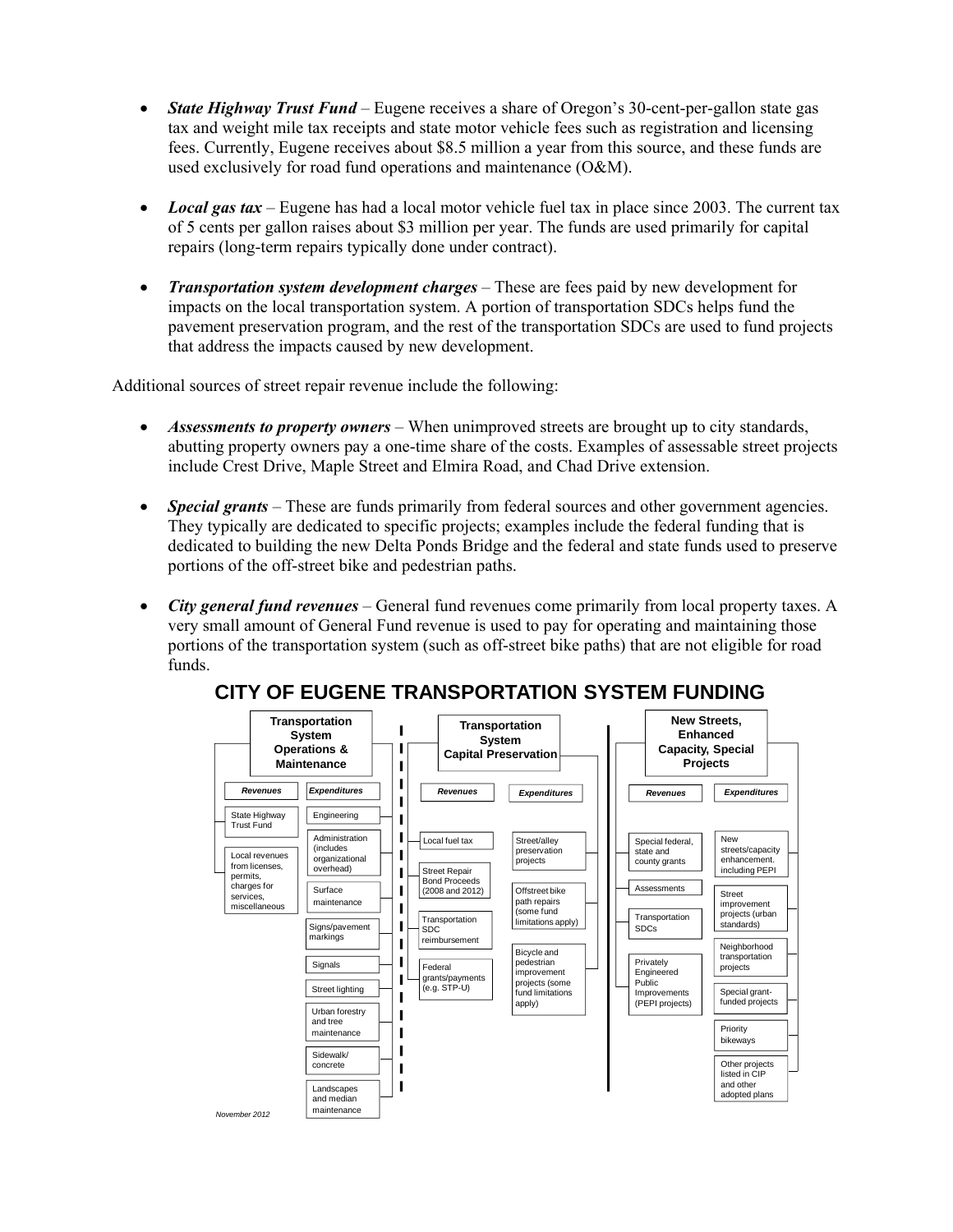- ***State Highway Trust Fund*** – Eugene receives a share of Oregon's 30-cent-per-gallon state gas tax and weight mile tax receipts and state motor vehicle fees such as registration and licensing fees. Currently, Eugene receives about $8.5 million a year from this source, and these funds are used exclusively for road fund operations and maintenance (O&M).

- ***Local gas tax*** – Eugene has had a local motor vehicle fuel tax in place since 2003. The current tax of 5 cents per gallon raises about $3 million per year. The funds are used primarily for capital repairs (long-term repairs typically done under contract).

- ***Transportation system development charges*** – These are fees paid by new development for impacts on the local transportation system. A portion of transportation SDCs helps fund the pavement preservation program, and the rest of the transportation SDCs are used to fund projects that address the impacts caused by new development.

Additional sources of street repair revenue include the following:

- ***Assessments to property owners*** – When unimproved streets are brought up to city standards, abutting property owners pay a one-time share of the costs. Examples of assessable street projects include Crest Drive, Maple Street and Elmira Road, and Chad Drive extension.

- ***Special grants*** – These are funds primarily from federal sources and other government agencies. They typically are dedicated to specific projects; examples include the federal funding that is dedicated to building the new Delta Ponds Bridge and the federal and state funds used to preserve portions of the off-street bike and pedestrian paths.

- ***City general fund revenues*** – General fund revenues come primarily from local property taxes. A very small amount of General Fund revenue is used to pay for operating and maintaining those portions of the transportation system (such as off-street bike paths) that are not eligible for road funds.

## CITY OF EUGENE TRANSPORTATION SYSTEM FUNDING

**Transportation System Operations & Maintenance**

| *Revenues* | *Expenditures* |
|---|---|
| State Highway Trust Fund | Engineering |
| Local revenues from licenses, permits, charges for services, miscellaneous | Administration (includes organizational overhead) |
| | Surface maintenance |
| | Signs/pavement markings |
| | Signals |
| | Street lighting |
| | Urban forestry and tree maintenance |
| | Sidewalk/ concrete |
| | Landscapes and median maintenance |

**Transportation System Capital Preservation**

| *Revenues* | *Expenditures* |
|---|---|
| Local fuel tax | Street/alley preservation projects |
| Street Repair Bond Proceeds (2008 and 2012) | Offstreet bike path repairs (some fund limitations apply) |
| Transportation SDC reimbursement | Bicycle and pedestrian improvement projects (some fund limitations apply) |
| Federal grants/payments (e.g. STP-U) | |

**New Streets, Enhanced Capacity, Special Projects**

| *Revenues* | *Expenditures* |
|---|---|
| Special federal, state and county grants | New streets/capacity enhancement. including PEPI |
| Assessments | Street improvement projects (urban standards) |
| Transportation SDCs | Neighborhood transportation projects |
| Privately Engineered Public Improvements (PEPI projects) | Special grant-funded projects |
| | Priority bikeways |
| | Other projects listed in CIP and other adopted plans |

*November 2012*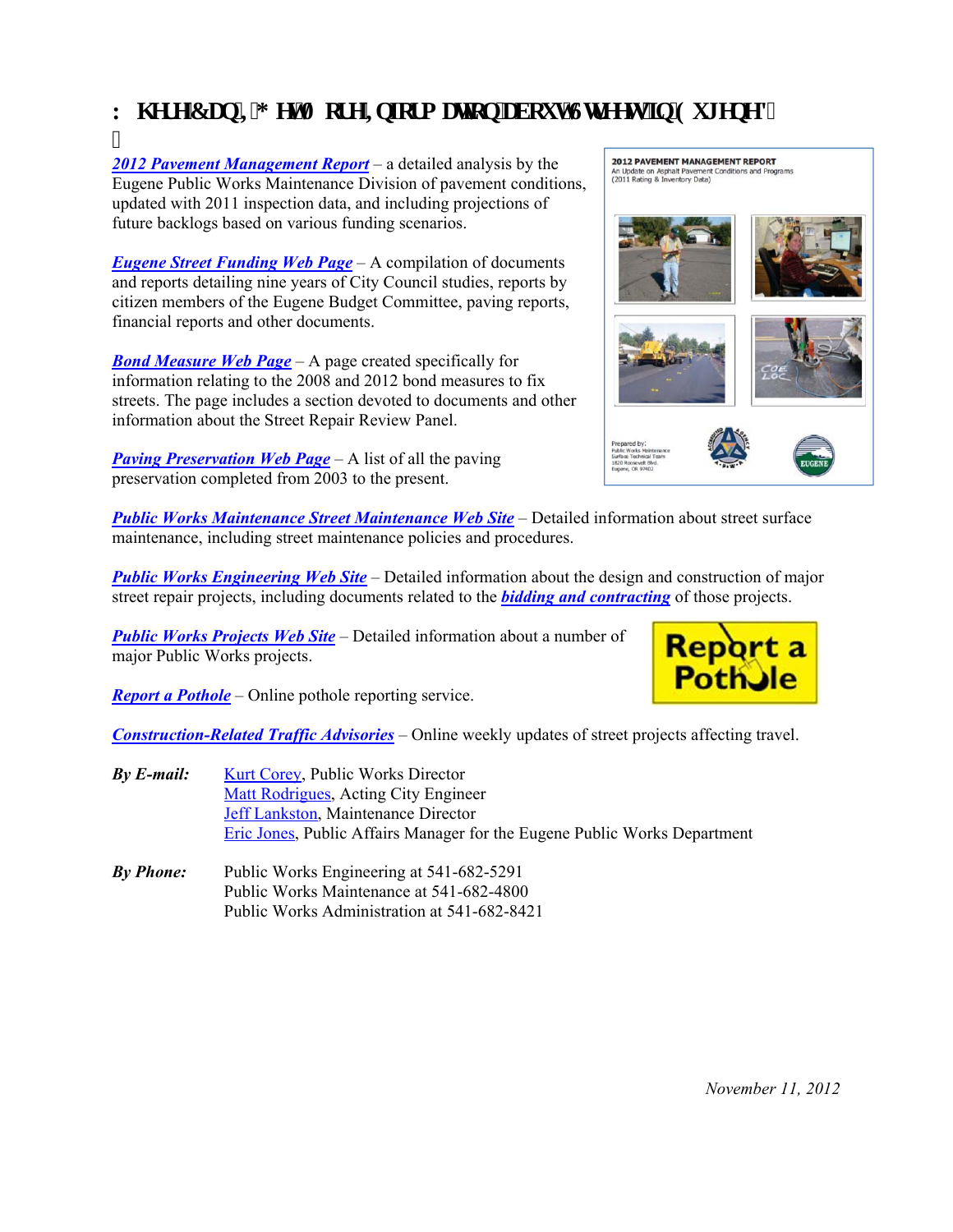# Where Can I Get More Information about Streets in Eugene?

***2012 Pavement Management Report*** – a detailed analysis by the Eugene Public Works Maintenance Division of pavement conditions, updated with 2011 inspection data, and including projections of future backlogs based on various funding scenarios.

***Eugene Street Funding Web Page*** – A compilation of documents and reports detailing nine years of City Council studies, reports by citizen members of the Eugene Budget Committee, paving reports, financial reports and other documents.

***Bond Measure Web Page*** – A page created specifically for information relating to the 2008 and 2012 bond measures to fix streets. The page includes a section devoted to documents and other information about the Street Repair Review Panel.

***Paving Preservation Web Page*** – A list of all the paving preservation completed from 2003 to the present.

***Public Works Maintenance Street Maintenance Web Site*** – Detailed information about street surface maintenance, including street maintenance policies and procedures.

***Public Works Engineering Web Site*** – Detailed information about the design and construction of major street repair projects, including documents related to the ***bidding and contracting*** of those projects.

***Public Works Projects Web Site*** – Detailed information about a number of major Public Works projects.

***Report a Pothole*** – Online pothole reporting service.

***Construction-Related Traffic Advisories*** – Online weekly updates of street projects affecting travel.

***By E-mail:*** Kurt Corey, Public Works Director
Matt Rodrigues, Acting City Engineer
Jeff Lankston, Maintenance Director
Eric Jones, Public Affairs Manager for the Eugene Public Works Department

***By Phone:*** Public Works Engineering at 541-682-5291
Public Works Maintenance at 541-682-4800
Public Works Administration at 541-682-8421

*November 11, 2012*